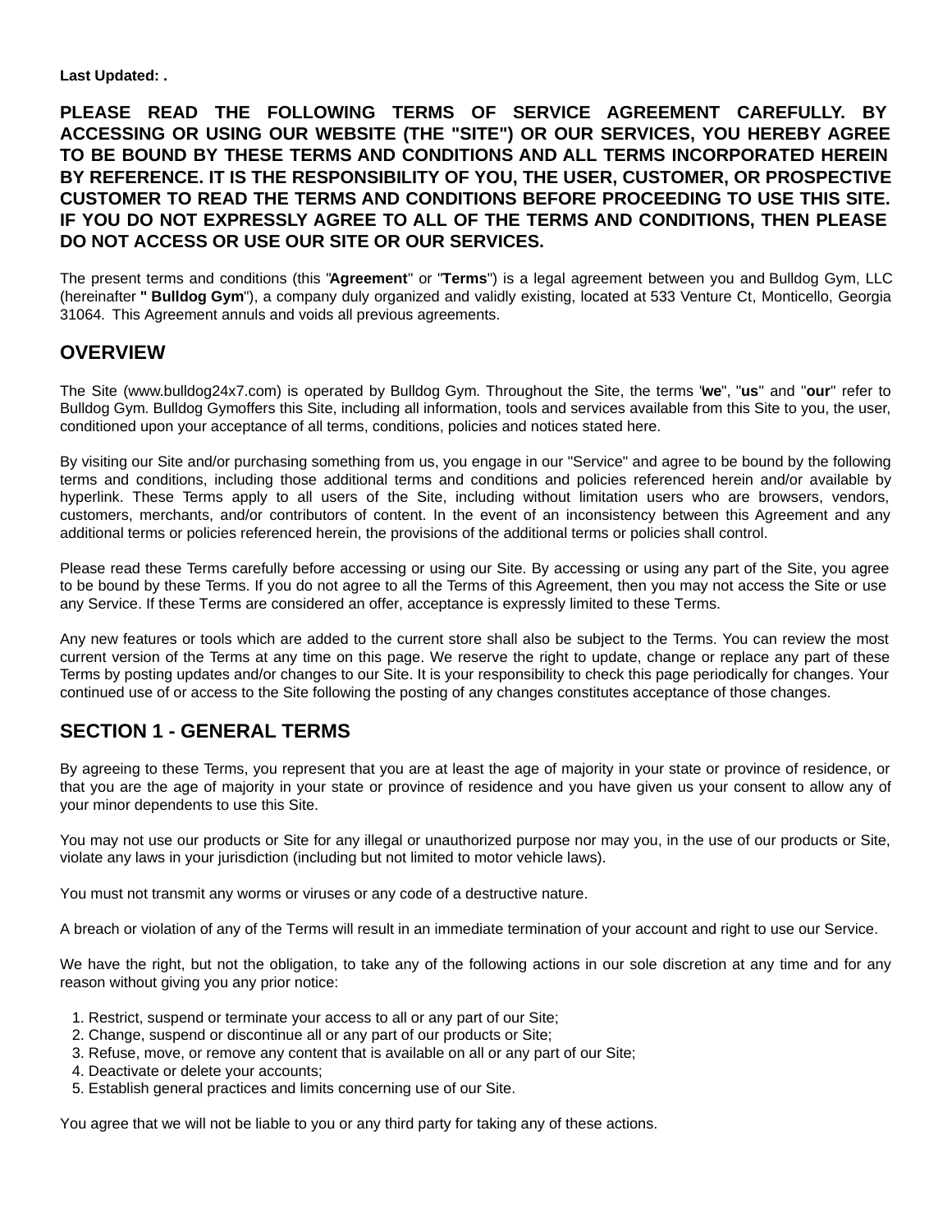**Last Updated: .**

**PLEASE READ THE FOLLOWING TERMS OF SERVICE AGREEMENT CAREFULLY. BY ACCESSING OR USING OUR WEBSITE (THE "SITE") OR OUR SERVICES, YOU HEREBY AGREE TO BE BOUND BY THESE TERMS AND CONDITIONS AND ALL TERMS INCORPORATED HEREIN BY REFERENCE. IT IS THE RESPONSIBILITY OF YOU, THE USER, CUSTOMER, OR PROSPECTIVE CUSTOMER TO READ THE TERMS AND CONDITIONS BEFORE PROCEEDING TO USE THIS SITE. IF YOU DO NOT EXPRESSLY AGREE TO ALL OF THE TERMS AND CONDITIONS, THEN PLEASE DO NOT ACCESS OR USE OUR SITE OR OUR SERVICES.**

The present terms and conditions (this "**Agreement**" or "**Terms**") is a legal agreement between you and Bulldog Gym, LLC (hereinafter **" Bulldog Gym**"), a company duly organized and validly existing, located at 533 Venture Ct, Monticello, Georgia 31064. This Agreement annuls and voids all previous agreements.

## OVERVIEW

The Site (www.bulldog24x7.com) is operated by Bulldog Gym. Throughout the Site, the terms "**we**", "**us**" and "**our**" refer to Bulldog Gym. Bulldog Gymoffers this Site, including all information, tools and services available from this Site to you, the user, conditioned upon your acceptance of all terms, conditions, policies and notices stated here.

By visiting our Site and/or purchasing something from us, you engage in our "Service" and agree to be bound by the following terms and conditions, including those additional terms and conditions and policies referenced herein and/or available by hyperlink. These Terms apply to all users of the Site, including without limitation users who are browsers, vendors, customers, merchants, and/or contributors of content. In the event of an inconsistency between this Agreement and any additional terms or policies referenced herein, the provisions of the additional terms or policies shall control.

Please read these Terms carefully before accessing or using our Site. By accessing or using any part of the Site, you agree to be bound by these Terms. If you do not agree to all the Terms of this Agreement, then you may not access the Site or use any Service. If these Terms are considered an offer, acceptance is expressly limited to these Terms.

Any new features or tools which are added to the current store shall also be subject to the Terms. You can review the most current version of the Terms at any time on this page. We reserve the right to update, change or replace any part of these Terms by posting updates and/or changes to our Site. It is your responsibility to check this page periodically for changes. Your continued use of or access to the Site following the posting of any changes constitutes acceptance of those changes.

## SECTION 1 - GENERAL TERMS

By agreeing to these Terms, you represent that you are at least the age of majority in your state or province of residence, or that you are the age of majority in your state or province of residence and you have given us your consent to allow any of your minor dependents to use this Site.

You may not use our products or Site for any illegal or unauthorized purpose nor may you, in the use of our products or Site, violate any laws in your jurisdiction (including but not limited to motor vehicle laws).

You must not transmit any worms or viruses or any code of a destructive nature.

A breach or violation of any of the Terms will result in an immediate termination of your account and right to use our Service.

We have the right, but not the obligation, to take any of the following actions in our sole discretion at any time and for any reason without giving you any prior notice:

1. Restrict, suspend or terminate your access to all or any part of our Site;
2. Change, suspend or discontinue all or any part of our products or Site;
3. Refuse, move, or remove any content that is available on all or any part of our Site;
4. Deactivate or delete your accounts;
5. Establish general practices and limits concerning use of our Site.

You agree that we will not be liable to you or any third party for taking any of these actions.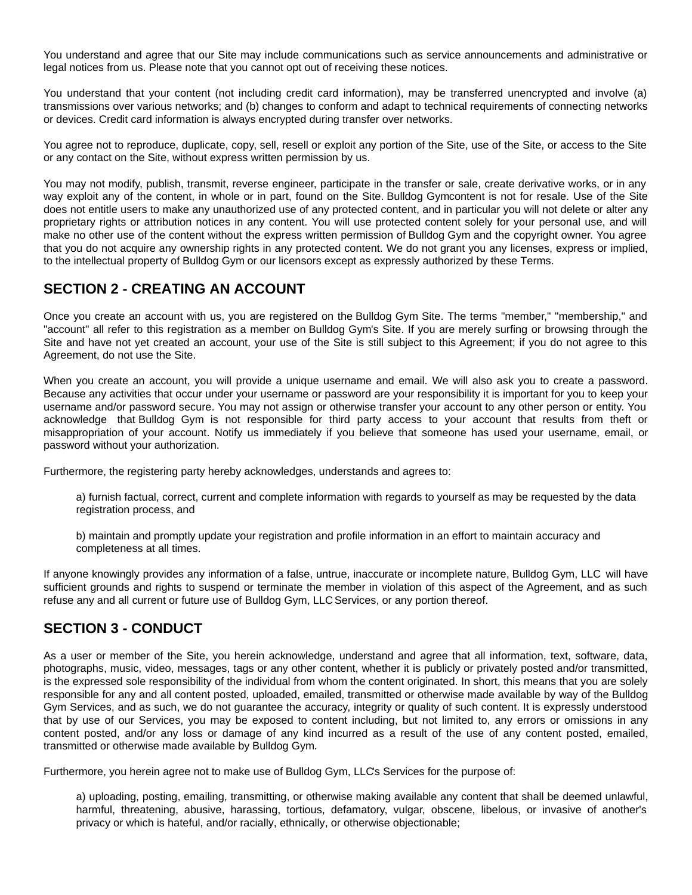You understand and agree that our Site may include communications such as service announcements and administrative or legal notices from us. Please note that you cannot opt out of receiving these notices.

You understand that your content (not including credit card information), may be transferred unencrypted and involve (a) transmissions over various networks; and (b) changes to conform and adapt to technical requirements of connecting networks or devices. Credit card information is always encrypted during transfer over networks.

You agree not to reproduce, duplicate, copy, sell, resell or exploit any portion of the Site, use of the Site, or access to the Site or any contact on the Site, without express written permission by us.

You may not modify, publish, transmit, reverse engineer, participate in the transfer or sale, create derivative works, or in any way exploit any of the content, in whole or in part, found on the Site. Bulldog Gymcontent is not for resale. Use of the Site does not entitle users to make any unauthorized use of any protected content, and in particular you will not delete or alter any proprietary rights or attribution notices in any content. You will use protected content solely for your personal use, and will make no other use of the content without the express written permission of Bulldog Gym and the copyright owner. You agree that you do not acquire any ownership rights in any protected content. We do not grant you any licenses, express or implied, to the intellectual property of Bulldog Gym or our licensors except as expressly authorized by these Terms.

## SECTION 2 - CREATING AN ACCOUNT

Once you create an account with us, you are registered on the Bulldog Gym Site. The terms "member," "membership," and "account" all refer to this registration as a member on Bulldog Gym's Site. If you are merely surfing or browsing through the Site and have not yet created an account, your use of the Site is still subject to this Agreement; if you do not agree to this Agreement, do not use the Site.

When you create an account, you will provide a unique username and email. We will also ask you to create a password. Because any activities that occur under your username or password are your responsibility it is important for you to keep your username and/or password secure. You may not assign or otherwise transfer your account to any other person or entity. You acknowledge that Bulldog Gym is not responsible for third party access to your account that results from theft or misappropriation of your account. Notify us immediately if you believe that someone has used your username, email, or password without your authorization.

Furthermore, the registering party hereby acknowledges, understands and agrees to:

a) furnish factual, correct, current and complete information with regards to yourself as may be requested by the data registration process, and

b) maintain and promptly update your registration and profile information in an effort to maintain accuracy and completeness at all times.

If anyone knowingly provides any information of a false, untrue, inaccurate or incomplete nature, Bulldog Gym, LLC will have sufficient grounds and rights to suspend or terminate the member in violation of this aspect of the Agreement, and as such refuse any and all current or future use of Bulldog Gym, LLC Services, or any portion thereof.

## SECTION 3 - CONDUCT

As a user or member of the Site, you herein acknowledge, understand and agree that all information, text, software, data, photographs, music, video, messages, tags or any other content, whether it is publicly or privately posted and/or transmitted, is the expressed sole responsibility of the individual from whom the content originated. In short, this means that you are solely responsible for any and all content posted, uploaded, emailed, transmitted or otherwise made available by way of the Bulldog Gym Services, and as such, we do not guarantee the accuracy, integrity or quality of such content. It is expressly understood that by use of our Services, you may be exposed to content including, but not limited to, any errors or omissions in any content posted, and/or any loss or damage of any kind incurred as a result of the use of any content posted, emailed, transmitted or otherwise made available by Bulldog Gym.

Furthermore, you herein agree not to make use of Bulldog Gym, LLC's Services for the purpose of:

a) uploading, posting, emailing, transmitting, or otherwise making available any content that shall be deemed unlawful, harmful, threatening, abusive, harassing, tortious, defamatory, vulgar, obscene, libelous, or invasive of another's privacy or which is hateful, and/or racially, ethnically, or otherwise objectionable;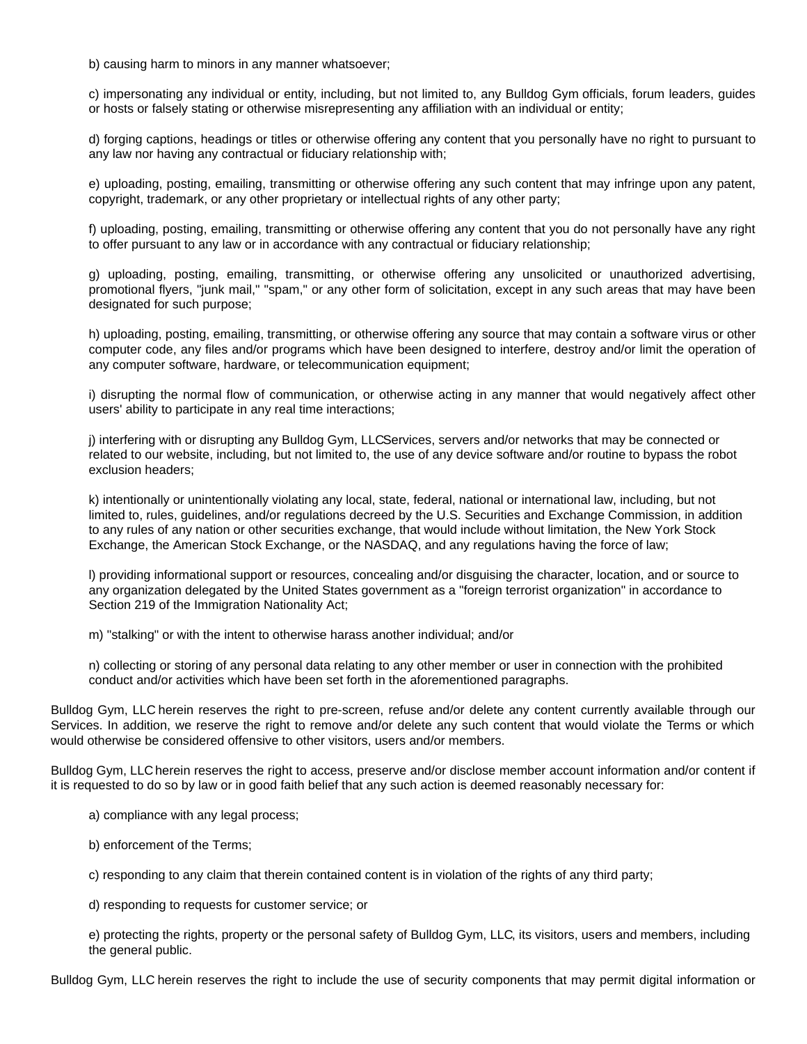b) causing harm to minors in any manner whatsoever;

c) impersonating any individual or entity, including, but not limited to, any Bulldog Gym officials, forum leaders, guides or hosts or falsely stating or otherwise misrepresenting any affiliation with an individual or entity;

d) forging captions, headings or titles or otherwise offering any content that you personally have no right to pursuant to any law nor having any contractual or fiduciary relationship with;

e) uploading, posting, emailing, transmitting or otherwise offering any such content that may infringe upon any patent, copyright, trademark, or any other proprietary or intellectual rights of any other party;

f) uploading, posting, emailing, transmitting or otherwise offering any content that you do not personally have any right to offer pursuant to any law or in accordance with any contractual or fiduciary relationship;

g) uploading, posting, emailing, transmitting, or otherwise offering any unsolicited or unauthorized advertising, promotional flyers, "junk mail," "spam," or any other form of solicitation, except in any such areas that may have been designated for such purpose;

h) uploading, posting, emailing, transmitting, or otherwise offering any source that may contain a software virus or other computer code, any files and/or programs which have been designed to interfere, destroy and/or limit the operation of any computer software, hardware, or telecommunication equipment;

i) disrupting the normal flow of communication, or otherwise acting in any manner that would negatively affect other users' ability to participate in any real time interactions;

j) interfering with or disrupting any Bulldog Gym, LLCServices, servers and/or networks that may be connected or related to our website, including, but not limited to, the use of any device software and/or routine to bypass the robot exclusion headers;

k) intentionally or unintentionally violating any local, state, federal, national or international law, including, but not limited to, rules, guidelines, and/or regulations decreed by the U.S. Securities and Exchange Commission, in addition to any rules of any nation or other securities exchange, that would include without limitation, the New York Stock Exchange, the American Stock Exchange, or the NASDAQ, and any regulations having the force of law;

l) providing informational support or resources, concealing and/or disguising the character, location, and or source to any organization delegated by the United States government as a "foreign terrorist organization" in accordance to Section 219 of the Immigration Nationality Act;

m) "stalking" or with the intent to otherwise harass another individual; and/or

n) collecting or storing of any personal data relating to any other member or user in connection with the prohibited conduct and/or activities which have been set forth in the aforementioned paragraphs.

Bulldog Gym, LLC herein reserves the right to pre-screen, refuse and/or delete any content currently available through our Services. In addition, we reserve the right to remove and/or delete any such content that would violate the Terms or which would otherwise be considered offensive to other visitors, users and/or members.

Bulldog Gym, LLC herein reserves the right to access, preserve and/or disclose member account information and/or content if it is requested to do so by law or in good faith belief that any such action is deemed reasonably necessary for:

a) compliance with any legal process;

b) enforcement of the Terms;

c) responding to any claim that therein contained content is in violation of the rights of any third party;

d) responding to requests for customer service; or

e) protecting the rights, property or the personal safety of Bulldog Gym, LLC, its visitors, users and members, including the general public.

Bulldog Gym, LLC herein reserves the right to include the use of security components that may permit digital information or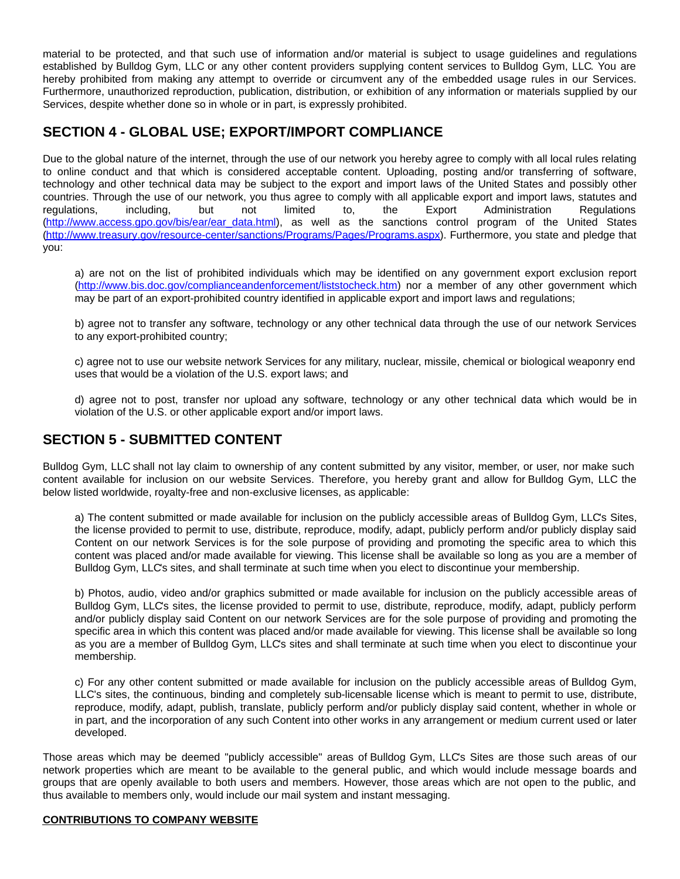material to be protected, and that such use of information and/or material is subject to usage guidelines and regulations established by Bulldog Gym, LLC or any other content providers supplying content services to Bulldog Gym, LLC. You are hereby prohibited from making any attempt to override or circumvent any of the embedded usage rules in our Services. Furthermore, unauthorized reproduction, publication, distribution, or exhibition of any information or materials supplied by our Services, despite whether done so in whole or in part, is expressly prohibited.

## SECTION 4 - GLOBAL USE; EXPORT/IMPORT COMPLIANCE

Due to the global nature of the internet, through the use of our network you hereby agree to comply with all local rules relating to online conduct and that which is considered acceptable content. Uploading, posting and/or transferring of software, technology and other technical data may be subject to the export and import laws of the United States and possibly other countries. Through the use of our network, you thus agree to comply with all applicable export and import laws, statutes and regulations, including, but not limited to, the Export Administration Regulations (http://www.access.gpo.gov/bis/ear/ear_data.html), as well as the sanctions control program of the United States (http://www.treasury.gov/resource-center/sanctions/Programs/Pages/Programs.aspx). Furthermore, you state and pledge that you:

a) are not on the list of prohibited individuals which may be identified on any government export exclusion report (http://www.bis.doc.gov/complianceandenforcement/liststocheck.htm) nor a member of any other government which may be part of an export-prohibited country identified in applicable export and import laws and regulations;

b) agree not to transfer any software, technology or any other technical data through the use of our network Services to any export-prohibited country;

c) agree not to use our website network Services for any military, nuclear, missile, chemical or biological weaponry end uses that would be a violation of the U.S. export laws; and

d) agree not to post, transfer nor upload any software, technology or any other technical data which would be in violation of the U.S. or other applicable export and/or import laws.

## SECTION 5 - SUBMITTED CONTENT

Bulldog Gym, LLC shall not lay claim to ownership of any content submitted by any visitor, member, or user, nor make such content available for inclusion on our website Services. Therefore, you hereby grant and allow for Bulldog Gym, LLC the below listed worldwide, royalty-free and non-exclusive licenses, as applicable:

a) The content submitted or made available for inclusion on the publicly accessible areas of Bulldog Gym, LLC's Sites, the license provided to permit to use, distribute, reproduce, modify, adapt, publicly perform and/or publicly display said Content on our network Services is for the sole purpose of providing and promoting the specific area to which this content was placed and/or made available for viewing. This license shall be available so long as you are a member of Bulldog Gym, LLC's sites, and shall terminate at such time when you elect to discontinue your membership.

b) Photos, audio, video and/or graphics submitted or made available for inclusion on the publicly accessible areas of Bulldog Gym, LLC's sites, the license provided to permit to use, distribute, reproduce, modify, adapt, publicly perform and/or publicly display said Content on our network Services are for the sole purpose of providing and promoting the specific area in which this content was placed and/or made available for viewing. This license shall be available so long as you are a member of Bulldog Gym, LLC's sites and shall terminate at such time when you elect to discontinue your membership.

c) For any other content submitted or made available for inclusion on the publicly accessible areas of Bulldog Gym, LLC's sites, the continuous, binding and completely sub-licensable license which is meant to permit to use, distribute, reproduce, modify, adapt, publish, translate, publicly perform and/or publicly display said content, whether in whole or in part, and the incorporation of any such Content into other works in any arrangement or medium current used or later developed.

Those areas which may be deemed "publicly accessible" areas of Bulldog Gym, LLC's Sites are those such areas of our network properties which are meant to be available to the general public, and which would include message boards and groups that are openly available to both users and members. However, those areas which are not open to the public, and thus available to members only, would include our mail system and instant messaging.

**CONTRIBUTIONS TO COMPANY WEBSITE**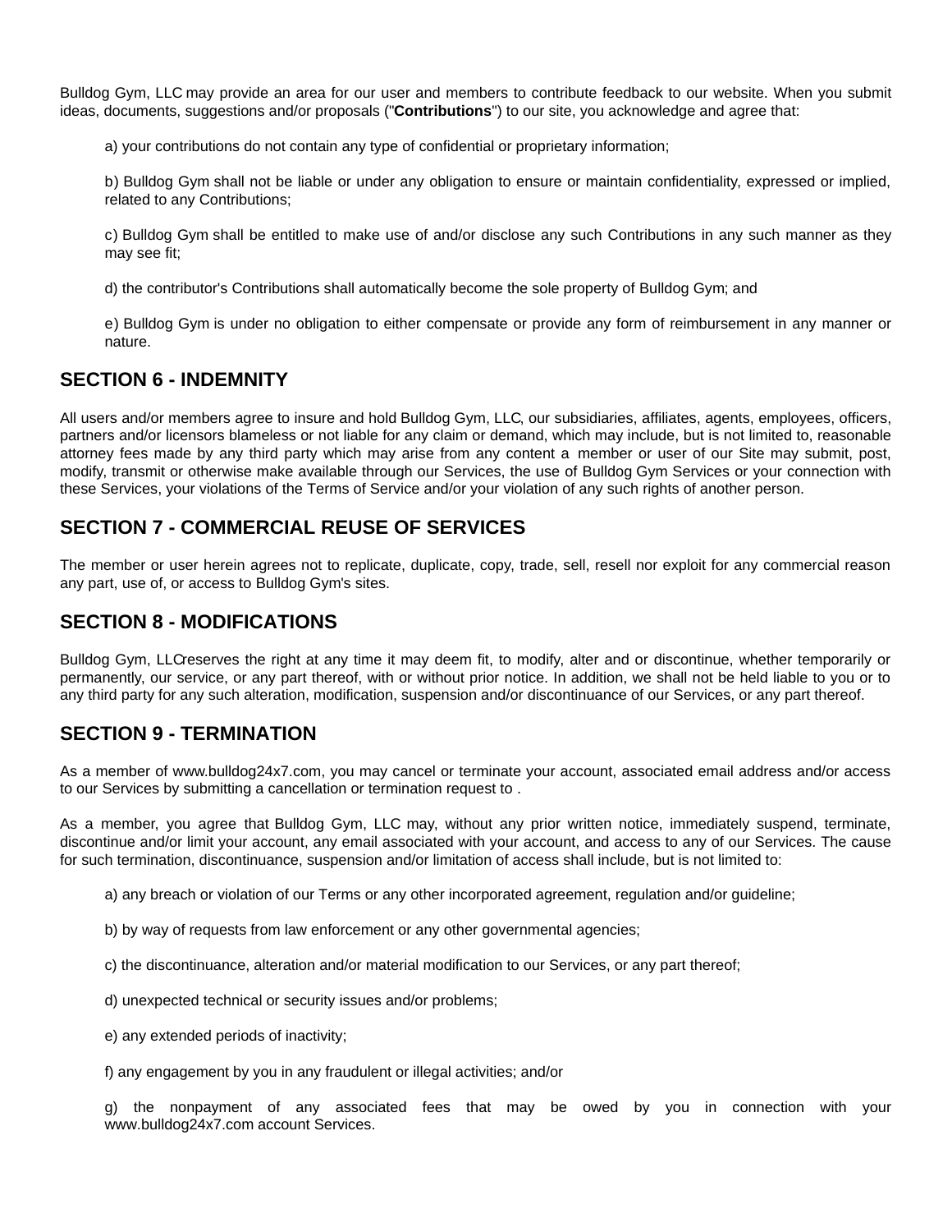Bulldog Gym, LLC may provide an area for our user and members to contribute feedback to our website. When you submit ideas, documents, suggestions and/or proposals ("**Contributions**") to our site, you acknowledge and agree that:

a) your contributions do not contain any type of confidential or proprietary information;

b) Bulldog Gym shall not be liable or under any obligation to ensure or maintain confidentiality, expressed or implied, related to any Contributions;

c) Bulldog Gym shall be entitled to make use of and/or disclose any such Contributions in any such manner as they may see fit;

d) the contributor's Contributions shall automatically become the sole property of Bulldog Gym; and

e) Bulldog Gym is under no obligation to either compensate or provide any form of reimbursement in any manner or nature.

## SECTION 6 - INDEMNITY

All users and/or members agree to insure and hold Bulldog Gym, LLC, our subsidiaries, affiliates, agents, employees, officers, partners and/or licensors blameless or not liable for any claim or demand, which may include, but is not limited to, reasonable attorney fees made by any third party which may arise from any content a member or user of our Site may submit, post, modify, transmit or otherwise make available through our Services, the use of Bulldog Gym Services or your connection with these Services, your violations of the Terms of Service and/or your violation of any such rights of another person.

## SECTION 7 - COMMERCIAL REUSE OF SERVICES

The member or user herein agrees not to replicate, duplicate, copy, trade, sell, resell nor exploit for any commercial reason any part, use of, or access to Bulldog Gym's sites.

## SECTION 8 - MODIFICATIONS

Bulldog Gym, LLCreserves the right at any time it may deem fit, to modify, alter and or discontinue, whether temporarily or permanently, our service, or any part thereof, with or without prior notice. In addition, we shall not be held liable to you or to any third party for any such alteration, modification, suspension and/or discontinuance of our Services, or any part thereof.

## SECTION 9 - TERMINATION

As a member of www.bulldog24x7.com, you may cancel or terminate your account, associated email address and/or access to our Services by submitting a cancellation or termination request to .

As a member, you agree that Bulldog Gym, LLC may, without any prior written notice, immediately suspend, terminate, discontinue and/or limit your account, any email associated with your account, and access to any of our Services. The cause for such termination, discontinuance, suspension and/or limitation of access shall include, but is not limited to:

a) any breach or violation of our Terms or any other incorporated agreement, regulation and/or guideline;

b) by way of requests from law enforcement or any other governmental agencies;

c) the discontinuance, alteration and/or material modification to our Services, or any part thereof;

d) unexpected technical or security issues and/or problems;

e) any extended periods of inactivity;

f) any engagement by you in any fraudulent or illegal activities; and/or

g) the nonpayment of any associated fees that may be owed by you in connection with your www.bulldog24x7.com account Services.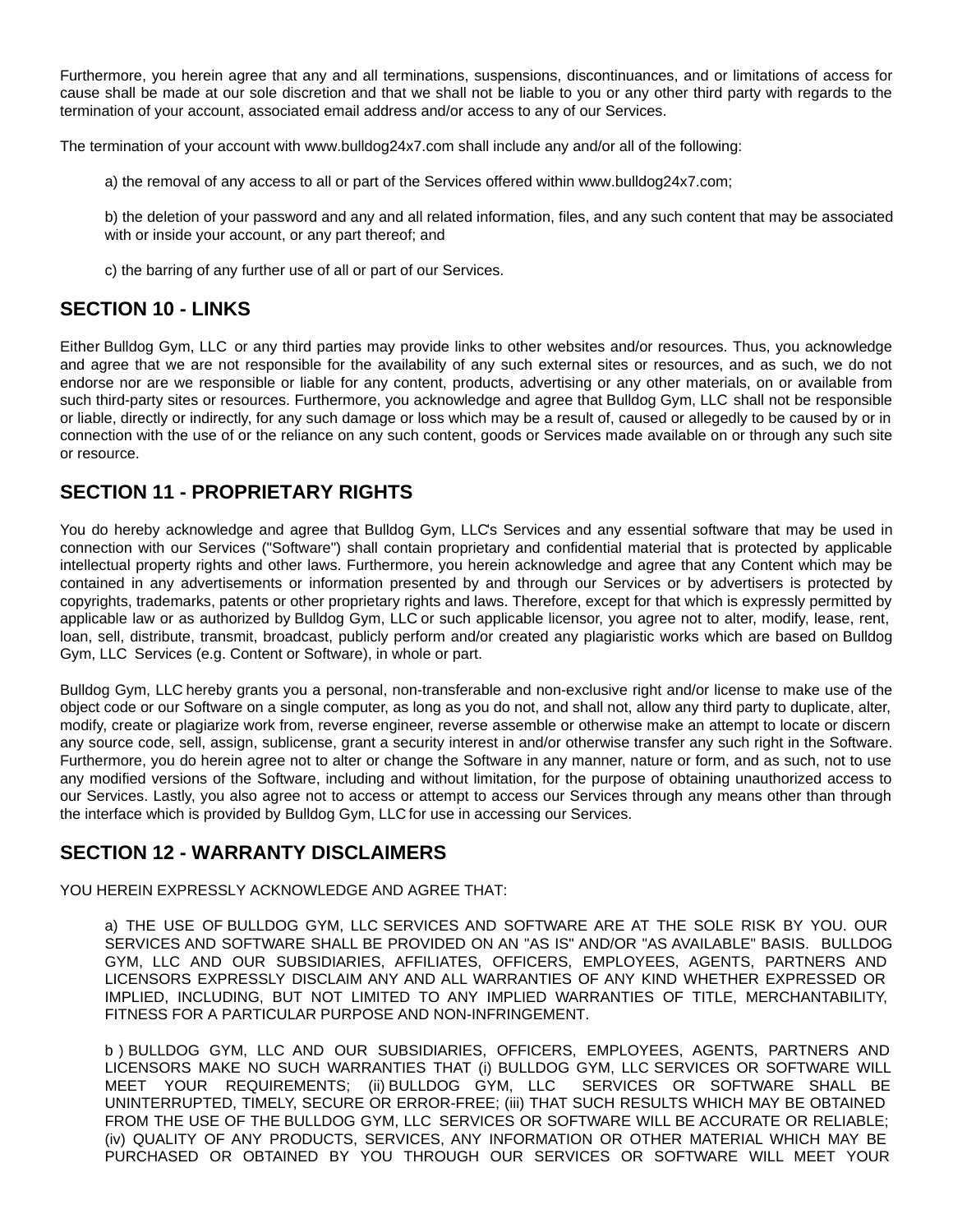Furthermore, you herein agree that any and all terminations, suspensions, discontinuances, and or limitations of access for cause shall be made at our sole discretion and that we shall not be liable to you or any other third party with regards to the termination of your account, associated email address and/or access to any of our Services.

The termination of your account with www.bulldog24x7.com shall include any and/or all of the following:

a) the removal of any access to all or part of the Services offered within www.bulldog24x7.com;

b) the deletion of your password and any and all related information, files, and any such content that may be associated with or inside your account, or any part thereof; and

c) the barring of any further use of all or part of our Services.

## SECTION 10 - LINKS

Either Bulldog Gym, LLC or any third parties may provide links to other websites and/or resources. Thus, you acknowledge and agree that we are not responsible for the availability of any such external sites or resources, and as such, we do not endorse nor are we responsible or liable for any content, products, advertising or any other materials, on or available from such third-party sites or resources. Furthermore, you acknowledge and agree that Bulldog Gym, LLC shall not be responsible or liable, directly or indirectly, for any such damage or loss which may be a result of, caused or allegedly to be caused by or in connection with the use of or the reliance on any such content, goods or Services made available on or through any such site or resource.

## SECTION 11 - PROPRIETARY RIGHTS

You do hereby acknowledge and agree that Bulldog Gym, LLC's Services and any essential software that may be used in connection with our Services ("Software") shall contain proprietary and confidential material that is protected by applicable intellectual property rights and other laws. Furthermore, you herein acknowledge and agree that any Content which may be contained in any advertisements or information presented by and through our Services or by advertisers is protected by copyrights, trademarks, patents or other proprietary rights and laws. Therefore, except for that which is expressly permitted by applicable law or as authorized by Bulldog Gym, LLC or such applicable licensor, you agree not to alter, modify, lease, rent, loan, sell, distribute, transmit, broadcast, publicly perform and/or created any plagiaristic works which are based on Bulldog Gym, LLC Services (e.g. Content or Software), in whole or part.

Bulldog Gym, LLC hereby grants you a personal, non-transferable and non-exclusive right and/or license to make use of the object code or our Software on a single computer, as long as you do not, and shall not, allow any third party to duplicate, alter, modify, create or plagiarize work from, reverse engineer, reverse assemble or otherwise make an attempt to locate or discern any source code, sell, assign, sublicense, grant a security interest in and/or otherwise transfer any such right in the Software. Furthermore, you do herein agree not to alter or change the Software in any manner, nature or form, and as such, not to use any modified versions of the Software, including and without limitation, for the purpose of obtaining unauthorized access to our Services. Lastly, you also agree not to access or attempt to access our Services through any means other than through the interface which is provided by Bulldog Gym, LLC for use in accessing our Services.

## SECTION 12 - WARRANTY DISCLAIMERS

YOU HEREIN EXPRESSLY ACKNOWLEDGE AND AGREE THAT:

a) THE USE OF BULLDOG GYM, LLC SERVICES AND SOFTWARE ARE AT THE SOLE RISK BY YOU. OUR SERVICES AND SOFTWARE SHALL BE PROVIDED ON AN "AS IS" AND/OR "AS AVAILABLE" BASIS. BULLDOG GYM, LLC AND OUR SUBSIDIARIES, AFFILIATES, OFFICERS, EMPLOYEES, AGENTS, PARTNERS AND LICENSORS EXPRESSLY DISCLAIM ANY AND ALL WARRANTIES OF ANY KIND WHETHER EXPRESSED OR IMPLIED, INCLUDING, BUT NOT LIMITED TO ANY IMPLIED WARRANTIES OF TITLE, MERCHANTABILITY, FITNESS FOR A PARTICULAR PURPOSE AND NON-INFRINGEMENT.

b ) BULLDOG GYM, LLC AND OUR SUBSIDIARIES, OFFICERS, EMPLOYEES, AGENTS, PARTNERS AND LICENSORS MAKE NO SUCH WARRANTIES THAT (i) BULLDOG GYM, LLC SERVICES OR SOFTWARE WILL MEET YOUR REQUIREMENTS; (ii) BULLDOG GYM, LLC SERVICES OR SOFTWARE SHALL BE UNINTERRUPTED, TIMELY, SECURE OR ERROR-FREE; (iii) THAT SUCH RESULTS WHICH MAY BE OBTAINED FROM THE USE OF THE BULLDOG GYM, LLC SERVICES OR SOFTWARE WILL BE ACCURATE OR RELIABLE; (iv) QUALITY OF ANY PRODUCTS, SERVICES, ANY INFORMATION OR OTHER MATERIAL WHICH MAY BE PURCHASED OR OBTAINED BY YOU THROUGH OUR SERVICES OR SOFTWARE WILL MEET YOUR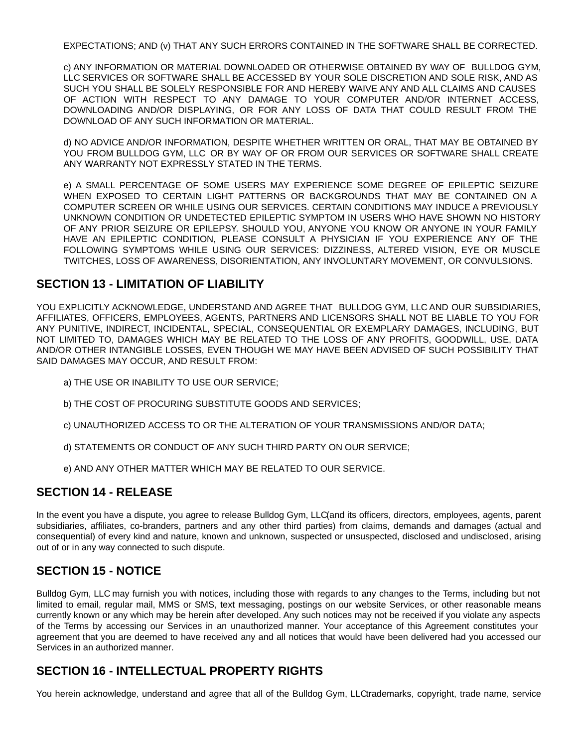EXPECTATIONS; AND (v) THAT ANY SUCH ERRORS CONTAINED IN THE SOFTWARE SHALL BE CORRECTED.

c) ANY INFORMATION OR MATERIAL DOWNLOADED OR OTHERWISE OBTAINED BY WAY OF BULLDOG GYM, LLC SERVICES OR SOFTWARE SHALL BE ACCESSED BY YOUR SOLE DISCRETION AND SOLE RISK, AND AS SUCH YOU SHALL BE SOLELY RESPONSIBLE FOR AND HEREBY WAIVE ANY AND ALL CLAIMS AND CAUSES OF ACTION WITH RESPECT TO ANY DAMAGE TO YOUR COMPUTER AND/OR INTERNET ACCESS, DOWNLOADING AND/OR DISPLAYING, OR FOR ANY LOSS OF DATA THAT COULD RESULT FROM THE DOWNLOAD OF ANY SUCH INFORMATION OR MATERIAL.

d) NO ADVICE AND/OR INFORMATION, DESPITE WHETHER WRITTEN OR ORAL, THAT MAY BE OBTAINED BY YOU FROM BULLDOG GYM, LLC OR BY WAY OF OR FROM OUR SERVICES OR SOFTWARE SHALL CREATE ANY WARRANTY NOT EXPRESSLY STATED IN THE TERMS.

e) A SMALL PERCENTAGE OF SOME USERS MAY EXPERIENCE SOME DEGREE OF EPILEPTIC SEIZURE WHEN EXPOSED TO CERTAIN LIGHT PATTERNS OR BACKGROUNDS THAT MAY BE CONTAINED ON A COMPUTER SCREEN OR WHILE USING OUR SERVICES. CERTAIN CONDITIONS MAY INDUCE A PREVIOUSLY UNKNOWN CONDITION OR UNDETECTED EPILEPTIC SYMPTOM IN USERS WHO HAVE SHOWN NO HISTORY OF ANY PRIOR SEIZURE OR EPILEPSY. SHOULD YOU, ANYONE YOU KNOW OR ANYONE IN YOUR FAMILY HAVE AN EPILEPTIC CONDITION, PLEASE CONSULT A PHYSICIAN IF YOU EXPERIENCE ANY OF THE FOLLOWING SYMPTOMS WHILE USING OUR SERVICES: DIZZINESS, ALTERED VISION, EYE OR MUSCLE TWITCHES, LOSS OF AWARENESS, DISORIENTATION, ANY INVOLUNTARY MOVEMENT, OR CONVULSIONS.

## SECTION 13 - LIMITATION OF LIABILITY

YOU EXPLICITLY ACKNOWLEDGE, UNDERSTAND AND AGREE THAT BULLDOG GYM, LLC AND OUR SUBSIDIARIES, AFFILIATES, OFFICERS, EMPLOYEES, AGENTS, PARTNERS AND LICENSORS SHALL NOT BE LIABLE TO YOU FOR ANY PUNITIVE, INDIRECT, INCIDENTAL, SPECIAL, CONSEQUENTIAL OR EXEMPLARY DAMAGES, INCLUDING, BUT NOT LIMITED TO, DAMAGES WHICH MAY BE RELATED TO THE LOSS OF ANY PROFITS, GOODWILL, USE, DATA AND/OR OTHER INTANGIBLE LOSSES, EVEN THOUGH WE MAY HAVE BEEN ADVISED OF SUCH POSSIBILITY THAT SAID DAMAGES MAY OCCUR, AND RESULT FROM:

a) THE USE OR INABILITY TO USE OUR SERVICE;

b) THE COST OF PROCURING SUBSTITUTE GOODS AND SERVICES;

c) UNAUTHORIZED ACCESS TO OR THE ALTERATION OF YOUR TRANSMISSIONS AND/OR DATA;

d) STATEMENTS OR CONDUCT OF ANY SUCH THIRD PARTY ON OUR SERVICE;

e) AND ANY OTHER MATTER WHICH MAY BE RELATED TO OUR SERVICE.

## SECTION 14 - RELEASE

In the event you have a dispute, you agree to release Bulldog Gym, LLC(and its officers, directors, employees, agents, parent subsidiaries, affiliates, co-branders, partners and any other third parties) from claims, demands and damages (actual and consequential) of every kind and nature, known and unknown, suspected or unsuspected, disclosed and undisclosed, arising out of or in any way connected to such dispute.

## SECTION 15 - NOTICE

Bulldog Gym, LLC may furnish you with notices, including those with regards to any changes to the Terms, including but not limited to email, regular mail, MMS or SMS, text messaging, postings on our website Services, or other reasonable means currently known or any which may be herein after developed. Any such notices may not be received if you violate any aspects of the Terms by accessing our Services in an unauthorized manner. Your acceptance of this Agreement constitutes your agreement that you are deemed to have received any and all notices that would have been delivered had you accessed our Services in an authorized manner.

## SECTION 16 - INTELLECTUAL PROPERTY RIGHTS

You herein acknowledge, understand and agree that all of the Bulldog Gym, LLCtrademarks, copyright, trade name, service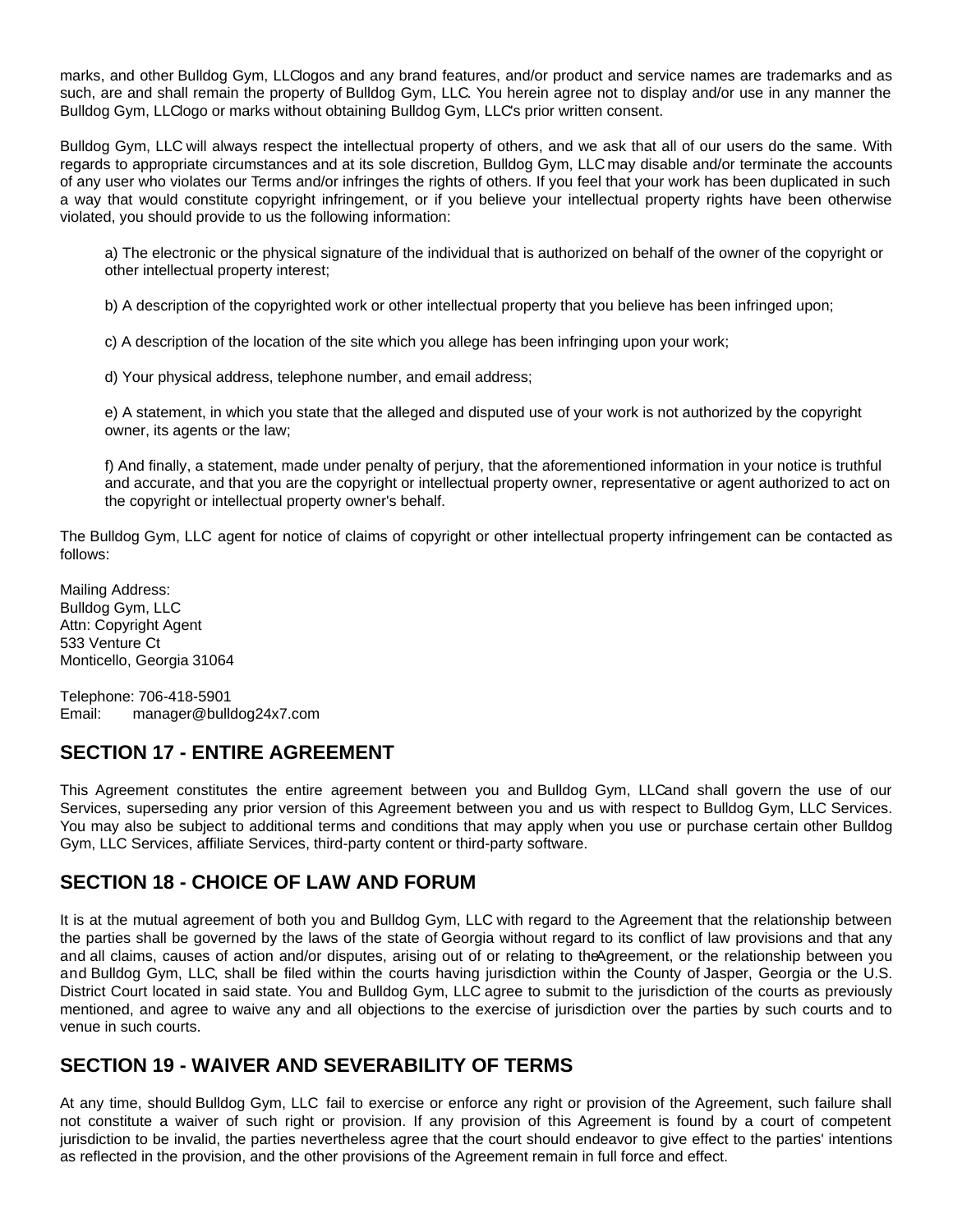marks, and other Bulldog Gym, LLC logos and any brand features, and/or product and service names are trademarks and as such, are and shall remain the property of Bulldog Gym, LLC. You herein agree not to display and/or use in any manner the Bulldog Gym, LLC logo or marks without obtaining Bulldog Gym, LLC's prior written consent.

Bulldog Gym, LLC will always respect the intellectual property of others, and we ask that all of our users do the same. With regards to appropriate circumstances and at its sole discretion, Bulldog Gym, LLC may disable and/or terminate the accounts of any user who violates our Terms and/or infringes the rights of others. If you feel that your work has been duplicated in such a way that would constitute copyright infringement, or if you believe your intellectual property rights have been otherwise violated, you should provide to us the following information:

a) The electronic or the physical signature of the individual that is authorized on behalf of the owner of the copyright or other intellectual property interest;

b) A description of the copyrighted work or other intellectual property that you believe has been infringed upon;

c) A description of the location of the site which you allege has been infringing upon your work;

d) Your physical address, telephone number, and email address;

e) A statement, in which you state that the alleged and disputed use of your work is not authorized by the copyright owner, its agents or the law;

f) And finally, a statement, made under penalty of perjury, that the aforementioned information in your notice is truthful and accurate, and that you are the copyright or intellectual property owner, representative or agent authorized to act on the copyright or intellectual property owner's behalf.

The Bulldog Gym, LLC agent for notice of claims of copyright or other intellectual property infringement can be contacted as follows:

Mailing Address:
Bulldog Gym, LLC
Attn: Copyright Agent
533 Venture Ct
Monticello, Georgia 31064

Telephone: 706-418-5901
Email: manager@bulldog24x7.com

## SECTION 17 - ENTIRE AGREEMENT

This Agreement constitutes the entire agreement between you and Bulldog Gym, LLC and shall govern the use of our Services, superseding any prior version of this Agreement between you and us with respect to Bulldog Gym, LLC Services. You may also be subject to additional terms and conditions that may apply when you use or purchase certain other Bulldog Gym, LLC Services, affiliate Services, third-party content or third-party software.

## SECTION 18 - CHOICE OF LAW AND FORUM

It is at the mutual agreement of both you and Bulldog Gym, LLC with regard to the Agreement that the relationship between the parties shall be governed by the laws of the state of Georgia without regard to its conflict of law provisions and that any and all claims, causes of action and/or disputes, arising out of or relating to the Agreement, or the relationship between you and Bulldog Gym, LLC, shall be filed within the courts having jurisdiction within the County of Jasper, Georgia or the U.S. District Court located in said state. You and Bulldog Gym, LLC agree to submit to the jurisdiction of the courts as previously mentioned, and agree to waive any and all objections to the exercise of jurisdiction over the parties by such courts and to venue in such courts.

## SECTION 19 - WAIVER AND SEVERABILITY OF TERMS

At any time, should Bulldog Gym, LLC fail to exercise or enforce any right or provision of the Agreement, such failure shall not constitute a waiver of such right or provision. If any provision of this Agreement is found by a court of competent jurisdiction to be invalid, the parties nevertheless agree that the court should endeavor to give effect to the parties' intentions as reflected in the provision, and the other provisions of the Agreement remain in full force and effect.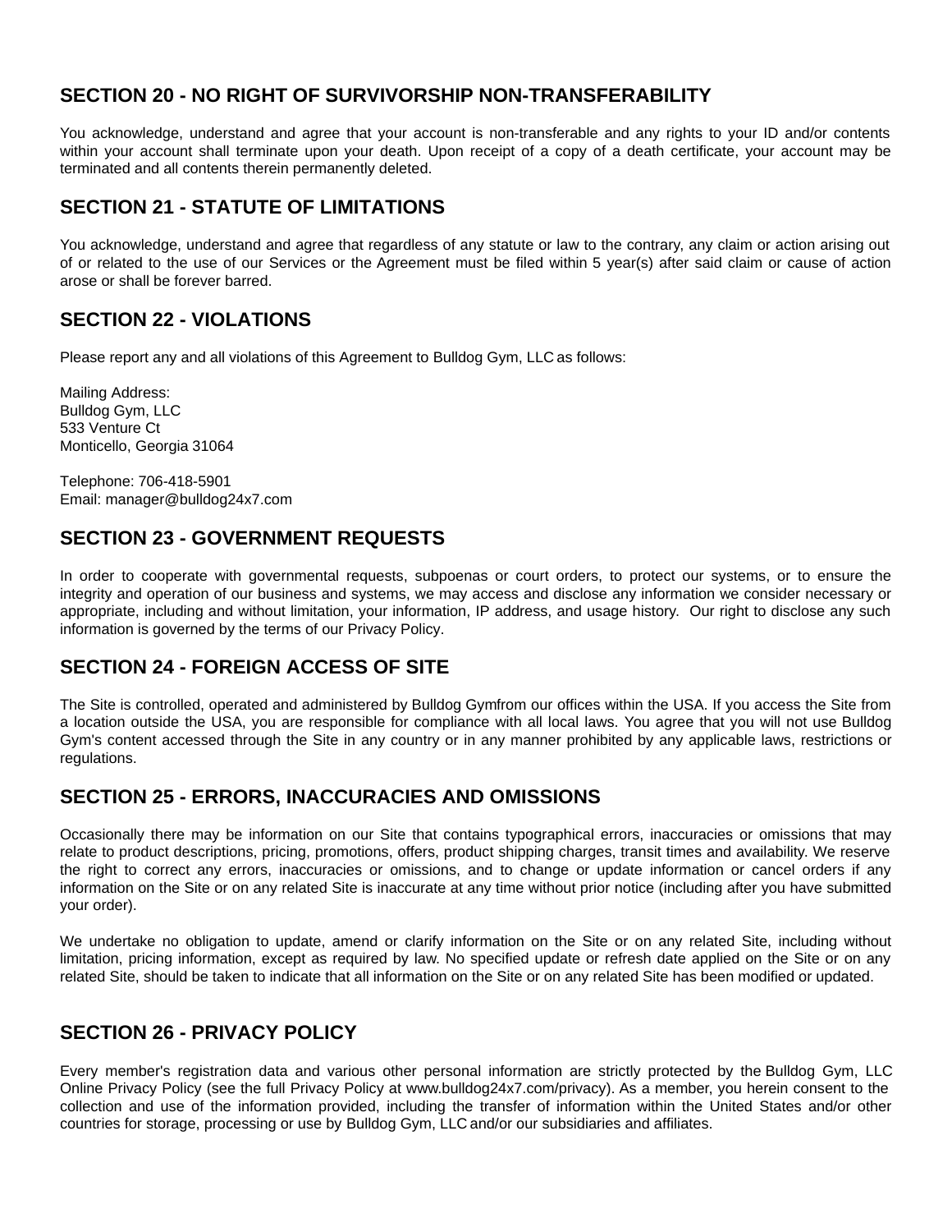## SECTION 20 - NO RIGHT OF SURVIVORSHIP NON-TRANSFERABILITY

You acknowledge, understand and agree that your account is non-transferable and any rights to your ID and/or contents within your account shall terminate upon your death. Upon receipt of a copy of a death certificate, your account may be terminated and all contents therein permanently deleted.

## SECTION 21 - STATUTE OF LIMITATIONS

You acknowledge, understand and agree that regardless of any statute or law to the contrary, any claim or action arising out of or related to the use of our Services or the Agreement must be filed within 5 year(s) after said claim or cause of action arose or shall be forever barred.

## SECTION 22 - VIOLATIONS

Please report any and all violations of this Agreement to Bulldog Gym, LLC as follows:

Mailing Address:
Bulldog Gym, LLC
533 Venture Ct
Monticello, Georgia 31064

Telephone: 706-418-5901
Email: manager@bulldog24x7.com

## SECTION 23 - GOVERNMENT REQUESTS

In order to cooperate with governmental requests, subpoenas or court orders, to protect our systems, or to ensure the integrity and operation of our business and systems, we may access and disclose any information we consider necessary or appropriate, including and without limitation, your information, IP address, and usage history. Our right to disclose any such information is governed by the terms of our Privacy Policy.

## SECTION 24 - FOREIGN ACCESS OF SITE

The Site is controlled, operated and administered by Bulldog Gymfrom our offices within the USA. If you access the Site from a location outside the USA, you are responsible for compliance with all local laws. You agree that you will not use Bulldog Gym's content accessed through the Site in any country or in any manner prohibited by any applicable laws, restrictions or regulations.

## SECTION 25 - ERRORS, INACCURACIES AND OMISSIONS

Occasionally there may be information on our Site that contains typographical errors, inaccuracies or omissions that may relate to product descriptions, pricing, promotions, offers, product shipping charges, transit times and availability. We reserve the right to correct any errors, inaccuracies or omissions, and to change or update information or cancel orders if any information on the Site or on any related Site is inaccurate at any time without prior notice (including after you have submitted your order).

We undertake no obligation to update, amend or clarify information on the Site or on any related Site, including without limitation, pricing information, except as required by law. No specified update or refresh date applied on the Site or on any related Site, should be taken to indicate that all information on the Site or on any related Site has been modified or updated.

## SECTION 26 - PRIVACY POLICY

Every member's registration data and various other personal information are strictly protected by the Bulldog Gym, LLC Online Privacy Policy (see the full Privacy Policy at www.bulldog24x7.com/privacy). As a member, you herein consent to the collection and use of the information provided, including the transfer of information within the United States and/or other countries for storage, processing or use by Bulldog Gym, LLC and/or our subsidiaries and affiliates.